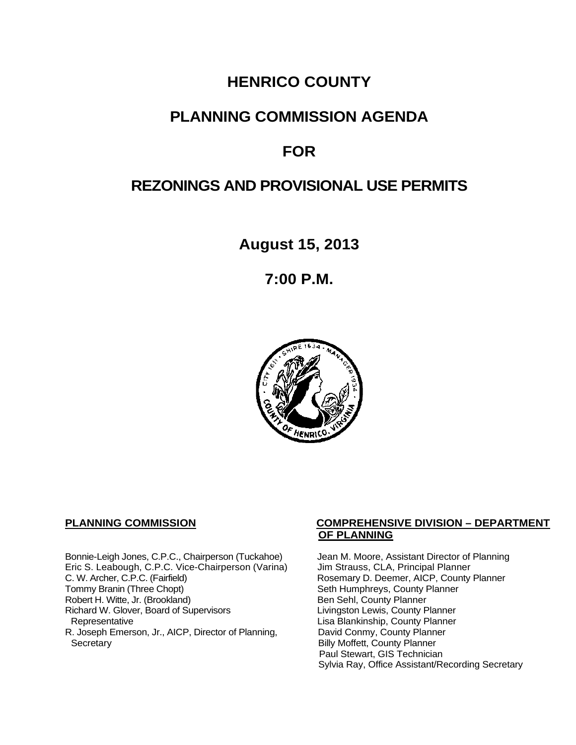# HENRICO COUNTY

# PLANNING COMMISSION AGENDA

# FOR

# REZONINGS AND PROVISIONAL USE PERMITS

## August 15, 2013

## 7:00 P.M.

**PLANNING COMMISSION**

Bonnie-Leigh Jones, C.P.C., Chairperson (Tuckahoe)
Eric S. Leabough, C.P.C. Vice-Chairperson (Varina)
C. W. Archer, C.P.C. (Fairfield)
Tommy Branin (Three Chopt)
Robert H. Witte, Jr. (Brookland)
Richard W. Glover, Board of Supervisors Representative
R. Joseph Emerson, Jr., AICP, Director of Planning, Secretary

**COMPREHENSIVE DIVISION – DEPARTMENT OF PLANNING**

Jean M. Moore, Assistant Director of Planning
Jim Strauss, CLA, Principal Planner
Rosemary D. Deemer, AICP, County Planner
Seth Humphreys, County Planner
Ben Sehl, County Planner
Livingston Lewis, County Planner
Lisa Blankinship, County Planner
David Conmy, County Planner
Billy Moffett, County Planner
Paul Stewart, GIS Technician
Sylvia Ray, Office Assistant/Recording Secretary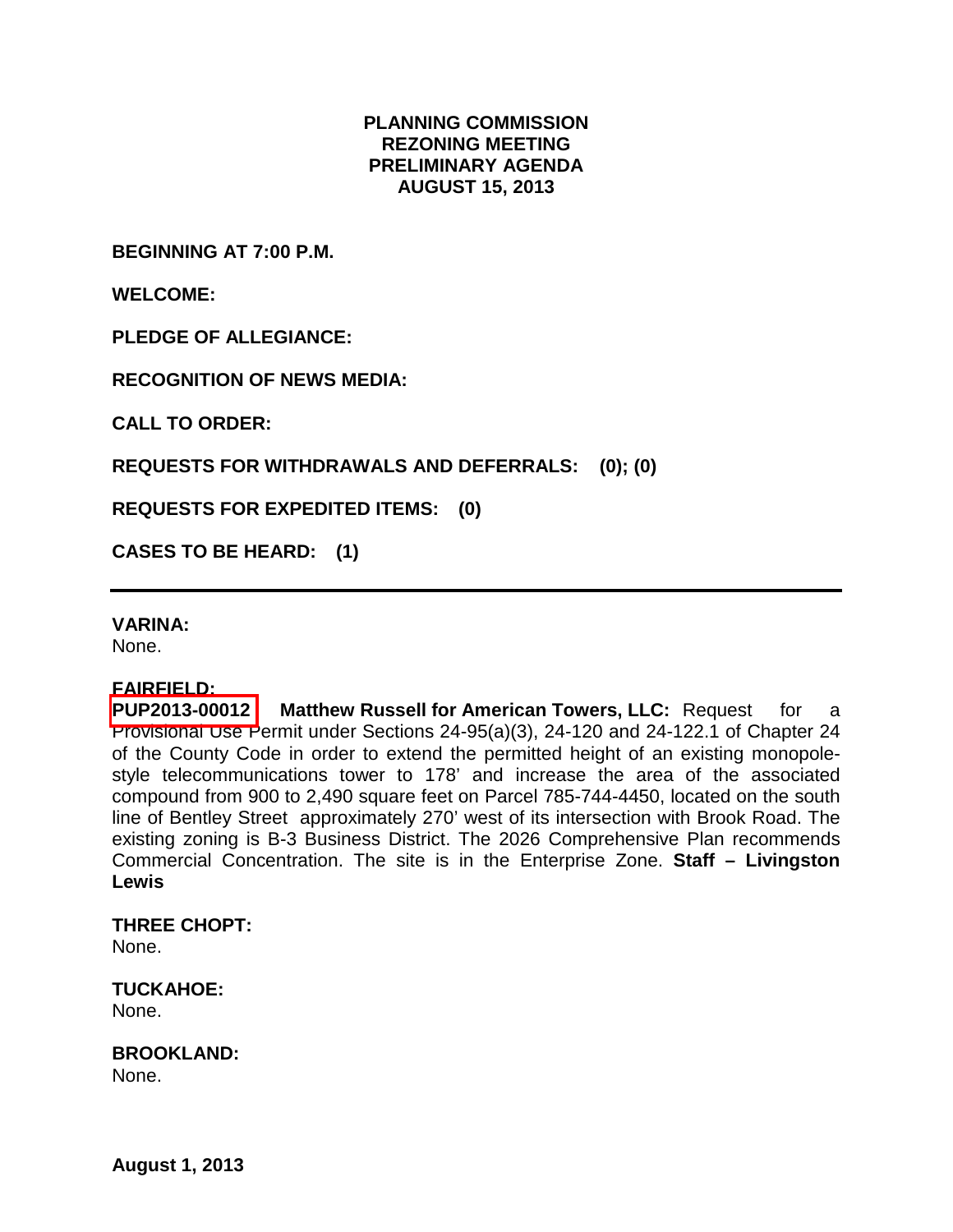**PLANNING COMMISSION**
**REZONING MEETING**
**PRELIMINARY AGENDA**
**AUGUST 15, 2013**

**BEGINNING AT 7:00 P.M.**

**WELCOME:**

**PLEDGE OF ALLEGIANCE:**

**RECOGNITION OF NEWS MEDIA:**

**CALL TO ORDER:**

**REQUESTS FOR WITHDRAWALS AND DEFERRALS: (0); (0)**

**REQUESTS FOR EXPEDITED ITEMS: (0)**

**CASES TO BE HEARD: (1)**

---

**VARINA:**
None.

**FAIRFIELD:**
**PUP2013-00012 Matthew Russell for American Towers, LLC:** Request for a Provisional Use Permit under Sections 24-95(a)(3), 24-120 and 24-122.1 of Chapter 24 of the County Code in order to extend the permitted height of an existing monopole-style telecommunications tower to 178' and increase the area of the associated compound from 900 to 2,490 square feet on Parcel 785-744-4450, located on the south line of Bentley Street approximately 270' west of its intersection with Brook Road. The existing zoning is B-3 Business District. The 2026 Comprehensive Plan recommends Commercial Concentration. The site is in the Enterprise Zone. **Staff – Livingston Lewis**

**THREE CHOPT:**
None.

**TUCKAHOE:**
None.

**BROOKLAND:**
None.

**August 1, 2013**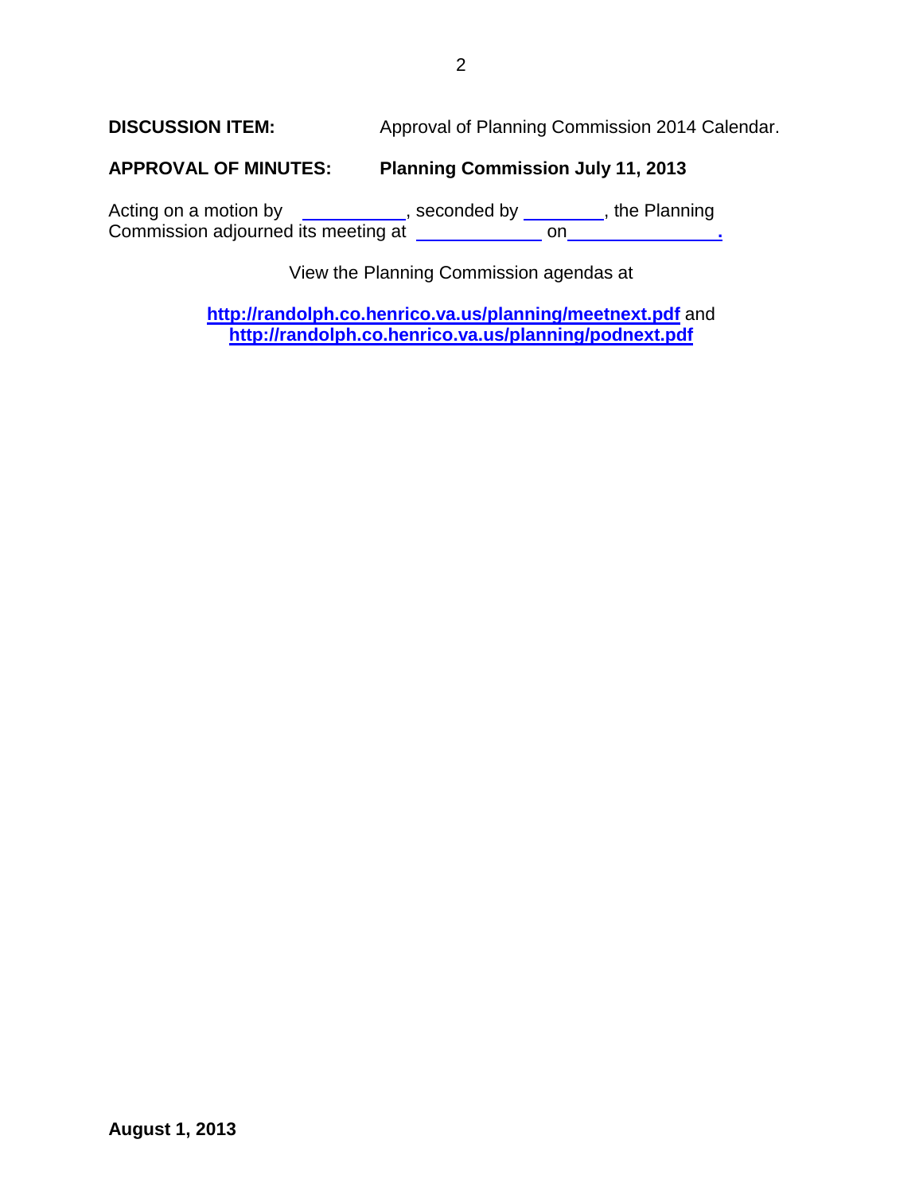**DISCUSSION ITEM:** Approval of Planning Commission 2014 Calendar.

**APPROVAL OF MINUTES:** **Planning Commission July 11, 2013**

Acting on a motion by \_\_\_\_\_\_\_\_\_\_\_\_, seconded by \_\_\_\_\_\_\_\_\_\_, the Planning Commission adjourned its meeting at \_\_\_\_\_\_\_\_\_\_\_\_\_\_ on \_\_\_\_\_\_\_\_\_\_\_\_\_\_\_\_\_.

View the Planning Commission agendas at

**http://randolph.co.henrico.va.us/planning/meetnext.pdf** and **http://randolph.co.henrico.va.us/planning/podnext.pdf**

**August 1, 2013**